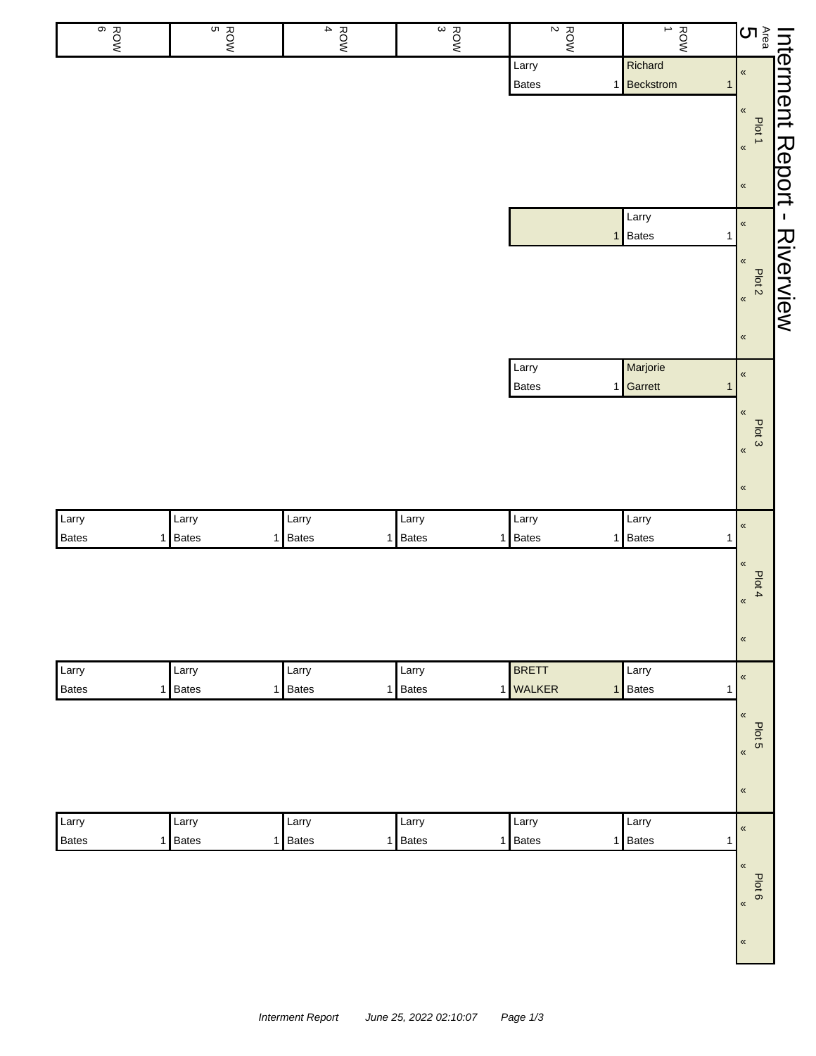# Interment Report - Riverview

Area 5

| | ROW 1 | ROW 2 | ROW 3 | ROW 4 | ROW 5 | ROW 6 |
|---|---|---|---|---|---|---|
| Plot 1 | Richard Beckstrom 1 | Larry Bates 1 | | | | |
| Plot 2 | Larry Bates 1 | 1 | | | | |
| Plot 3 | Marjorie Garrett 1 | Larry Bates 1 | | | | |
| Plot 4 | Larry Bates 1 | Larry Bates 1 | Larry Bates 1 | Larry Bates 1 | Larry Bates 1 | Larry Bates 1 |
| Plot 5 | Larry Bates 1 | BRETT WALKER 1 | Larry Bates 1 | Larry Bates 1 | Larry Bates 1 | Larry Bates 1 |
| Plot 6 | Larry Bates 1 | Larry Bates 1 | Larry Bates 1 | Larry Bates 1 | Larry Bates 1 | Larry Bates 1 |

*Interment Report June 25, 2022 02:10:07*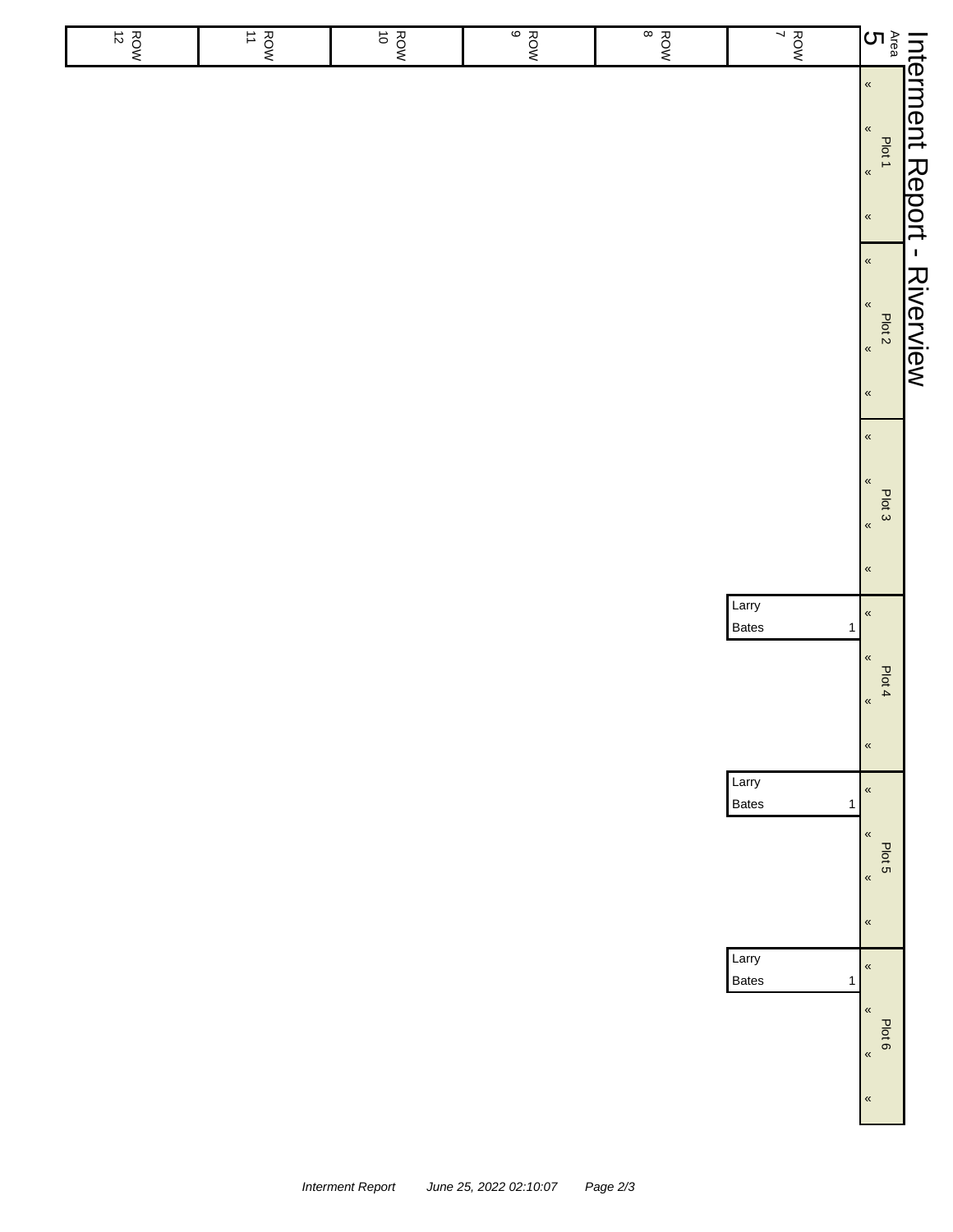# Interment Report - Riverview

| Area 5 | ROW 7 | ROW 8 | ROW 9 | ROW 10 | ROW 11 | ROW 12 |
| --- | --- | --- | --- | --- | --- | --- |
| Plot 1 | | | | | | |
| Plot 2 | | | | | | |
| Plot 3 | | | | | | |
| Plot 4 | Larry Bates 1 | | | | | |
| Plot 5 | Larry Bates 1 | | | | | |
| Plot 6 | Larry Bates 1 | | | | | |

*Interment Report June 25, 2022 02:10:07*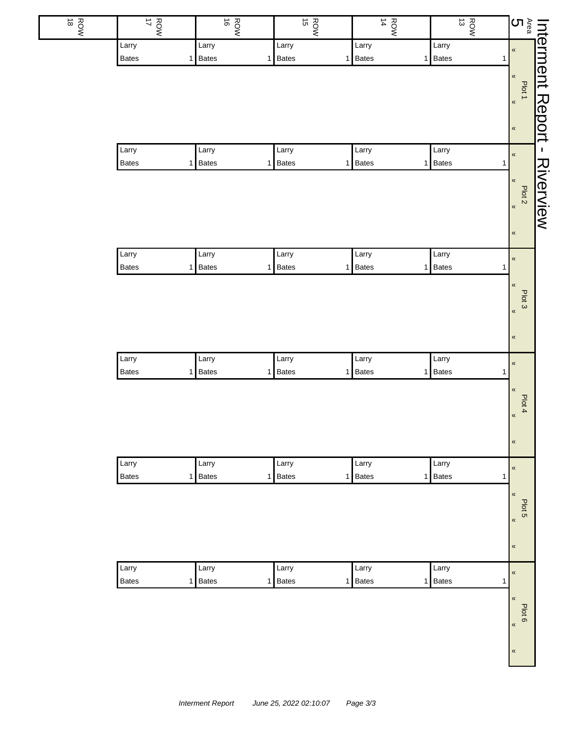# Interment Report - Riverview

| Area 5 | ROW 13 | ROW 14 | ROW 15 | ROW 16 | ROW 17 | ROW 18 |
|---|---|---|---|---|---|---|
| Plot 1 | Larry Bates 1 | Larry Bates 1 | Larry Bates 1 | Larry Bates 1 | Larry Bates 1 | |
| Plot 2 | Larry Bates 1 | Larry Bates 1 | Larry Bates 1 | Larry Bates 1 | Larry Bates 1 | |
| Plot 3 | Larry Bates 1 | Larry Bates 1 | Larry Bates 1 | Larry Bates 1 | Larry Bates 1 | |
| Plot 4 | Larry Bates 1 | Larry Bates 1 | Larry Bates 1 | Larry Bates 1 | Larry Bates 1 | |
| Plot 5 | Larry Bates 1 | Larry Bates 1 | Larry Bates 1 | Larry Bates 1 | Larry Bates 1 | |
| Plot 6 | Larry Bates 1 | Larry Bates 1 | Larry Bates 1 | Larry Bates 1 | Larry Bates 1 | |

*Interment Report June 25, 2022 02:10:07*